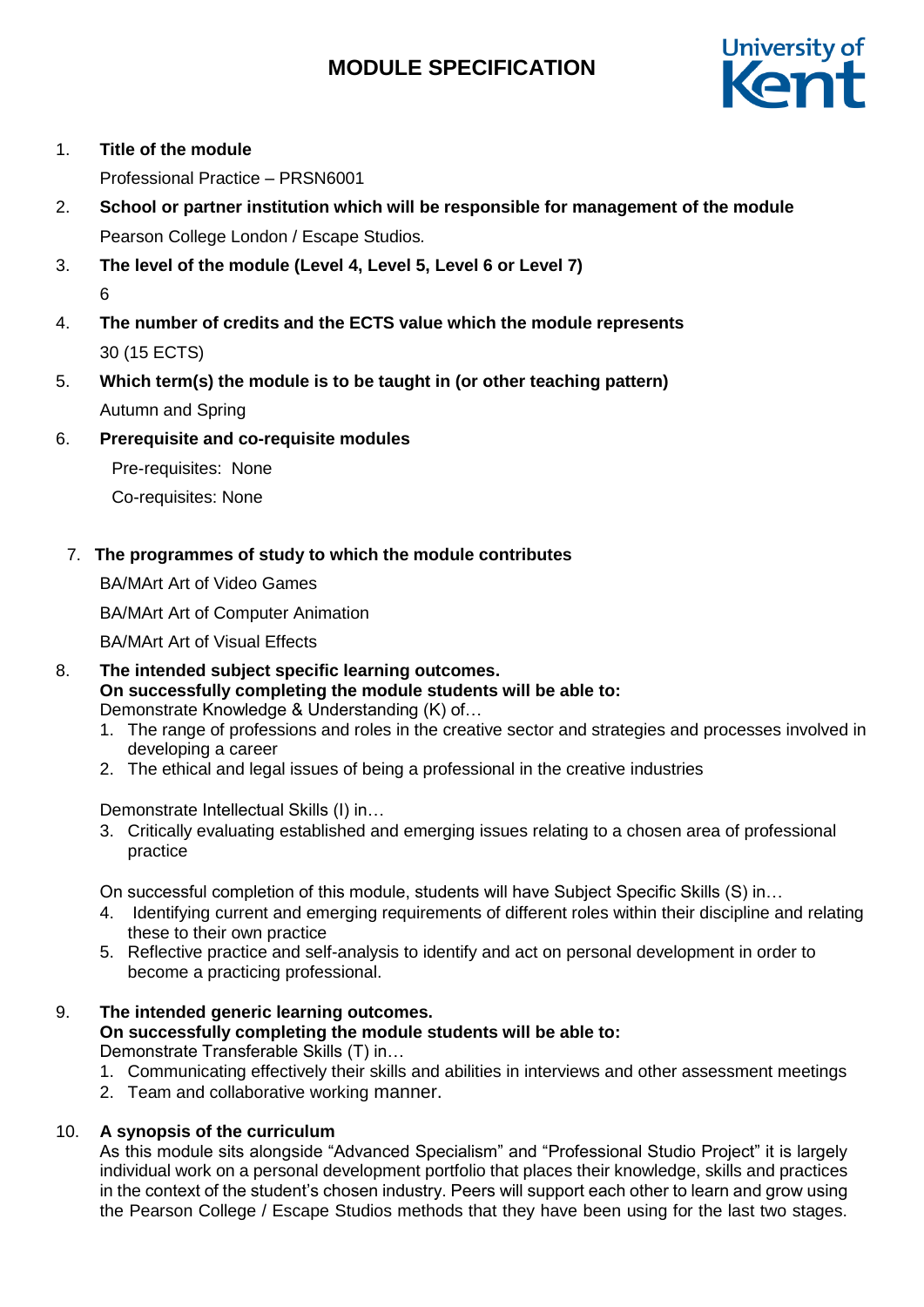# MODULE SPECIFICATION

University of Kent

1. **Title of the module**

   Professional Practice – PRSN6001

2. **School or partner institution which will be responsible for management of the module**

   Pearson College London / Escape Studios.

3. **The level of the module (Level 4, Level 5, Level 6 or Level 7)**

   6

4. **The number of credits and the ECTS value which the module represents**

   30 (15 ECTS)

5. **Which term(s) the module is to be taught in (or other teaching pattern)**

   Autumn and Spring

6. **Prerequisite and co-requisite modules**

   Pre-requisites: None

   Co-requisites: None

7. **The programmes of study to which the module contributes**

   BA/MArt Art of Video Games

   BA/MArt Art of Computer Animation

   BA/MArt Art of Visual Effects

8. **The intended subject specific learning outcomes.**
   **On successfully completing the module students will be able to:**

   Demonstrate Knowledge & Understanding (K) of…

   1. The range of professions and roles in the creative sector and strategies and processes involved in developing a career
   2. The ethical and legal issues of being a professional in the creative industries

   Demonstrate Intellectual Skills (I) in…

   3. Critically evaluating established and emerging issues relating to a chosen area of professional practice

   On successful completion of this module, students will have Subject Specific Skills (S) in…

   4. Identifying current and emerging requirements of different roles within their discipline and relating these to their own practice
   5. Reflective practice and self-analysis to identify and act on personal development in order to become a practicing professional.

9. **The intended generic learning outcomes.**
   **On successfully completing the module students will be able to:**

   Demonstrate Transferable Skills (T) in…

   1. Communicating effectively their skills and abilities in interviews and other assessment meetings
   2. Team and collaborative working manner.

10. **A synopsis of the curriculum**

    As this module sits alongside "Advanced Specialism" and "Professional Studio Project" it is largely individual work on a personal development portfolio that places their knowledge, skills and practices in the context of the student's chosen industry. Peers will support each other to learn and grow using the Pearson College / Escape Studios methods that they have been using for the last two stages.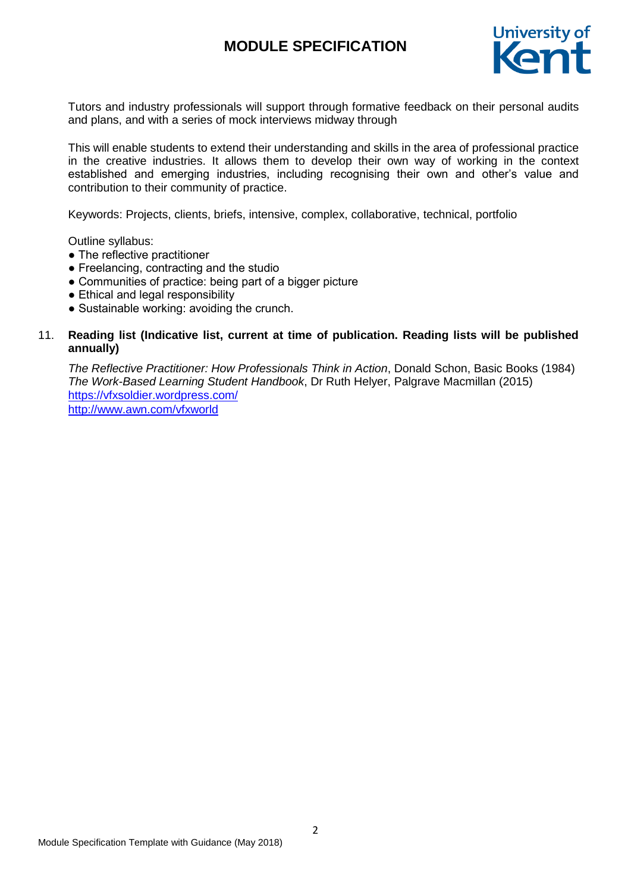Tutors and industry professionals will support through formative feedback on their personal audits and plans, and with a series of mock interviews midway through

This will enable students to extend their understanding and skills in the area of professional practice in the creative industries. It allows them to develop their own way of working in the context established and emerging industries, including recognising their own and other's value and contribution to their community of practice.

Keywords: Projects, clients, briefs, intensive, complex, collaborative, technical, portfolio

Outline syllabus:

- The reflective practitioner
- Freelancing, contracting and the studio
- Communities of practice: being part of a bigger picture
- Ethical and legal responsibility
- Sustainable working: avoiding the crunch.

11. **Reading list (Indicative list, current at time of publication. Reading lists will be published annually)**

*The Reflective Practitioner: How Professionals Think in Action*, Donald Schon, Basic Books (1984)
*The Work-Based Learning Student Handbook*, Dr Ruth Helyer, Palgrave Macmillan (2015)
https://vfxsoldier.wordpress.com/
http://www.awn.com/vfxworld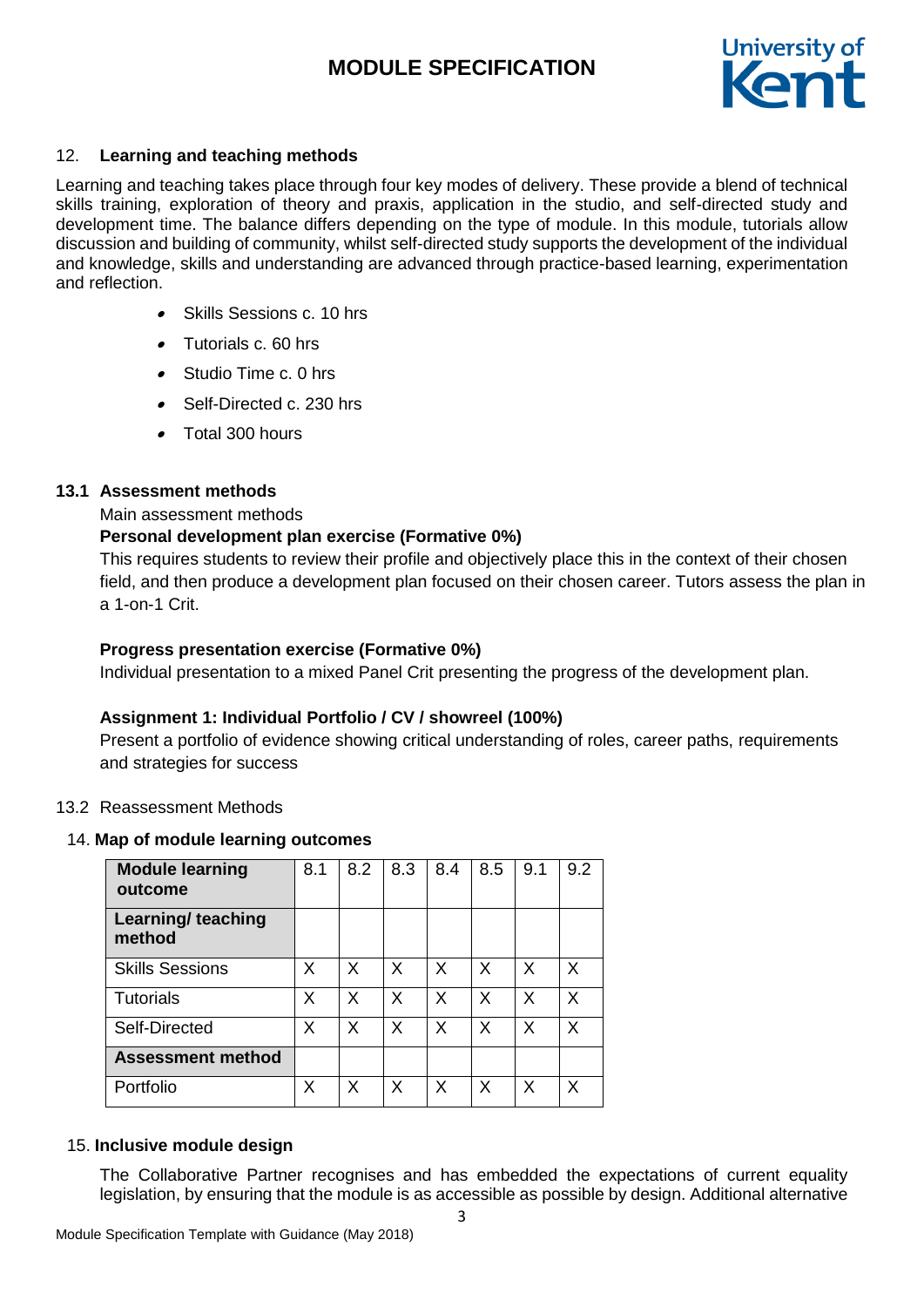## 12. Learning and teaching methods

Learning and teaching takes place through four key modes of delivery. These provide a blend of technical skills training, exploration of theory and praxis, application in the studio, and self-directed study and development time. The balance differs depending on the type of module. In this module, tutorials allow discussion and building of community, whilst self-directed study supports the development of the individual and knowledge, skills and understanding are advanced through practice-based learning, experimentation and reflection.

- Skills Sessions c. 10 hrs
- Tutorials c. 60 hrs
- Studio Time c. 0 hrs
- Self-Directed c. 230 hrs
- Total 300 hours

### 13.1 Assessment methods

Main assessment methods

**Personal development plan exercise (Formative 0%)**

This requires students to review their profile and objectively place this in the context of their chosen field, and then produce a development plan focused on their chosen career. Tutors assess the plan in a 1-on-1 Crit.

**Progress presentation exercise (Formative 0%)**

Individual presentation to a mixed Panel Crit presenting the progress of the development plan.

**Assignment 1: Individual Portfolio / CV / showreel (100%)**

Present a portfolio of evidence showing critical understanding of roles, career paths, requirements and strategies for success

### 13.2 Reassessment Methods

## 14. Map of module learning outcomes

| Module learning outcome | 8.1 | 8.2 | 8.3 | 8.4 | 8.5 | 9.1 | 9.2 |
|---|---|---|---|---|---|---|---|
| **Learning/ teaching method** | | | | | | | |
| Skills Sessions | X | X | X | X | X | X | X |
| Tutorials | X | X | X | X | X | X | X |
| Self-Directed | X | X | X | X | X | X | X |
| **Assessment method** | | | | | | | |
| Portfolio | X | X | X | X | X | X | X |

## 15. Inclusive module design

The Collaborative Partner recognises and has embedded the expectations of current equality legislation, by ensuring that the module is as accessible as possible by design. Additional alternative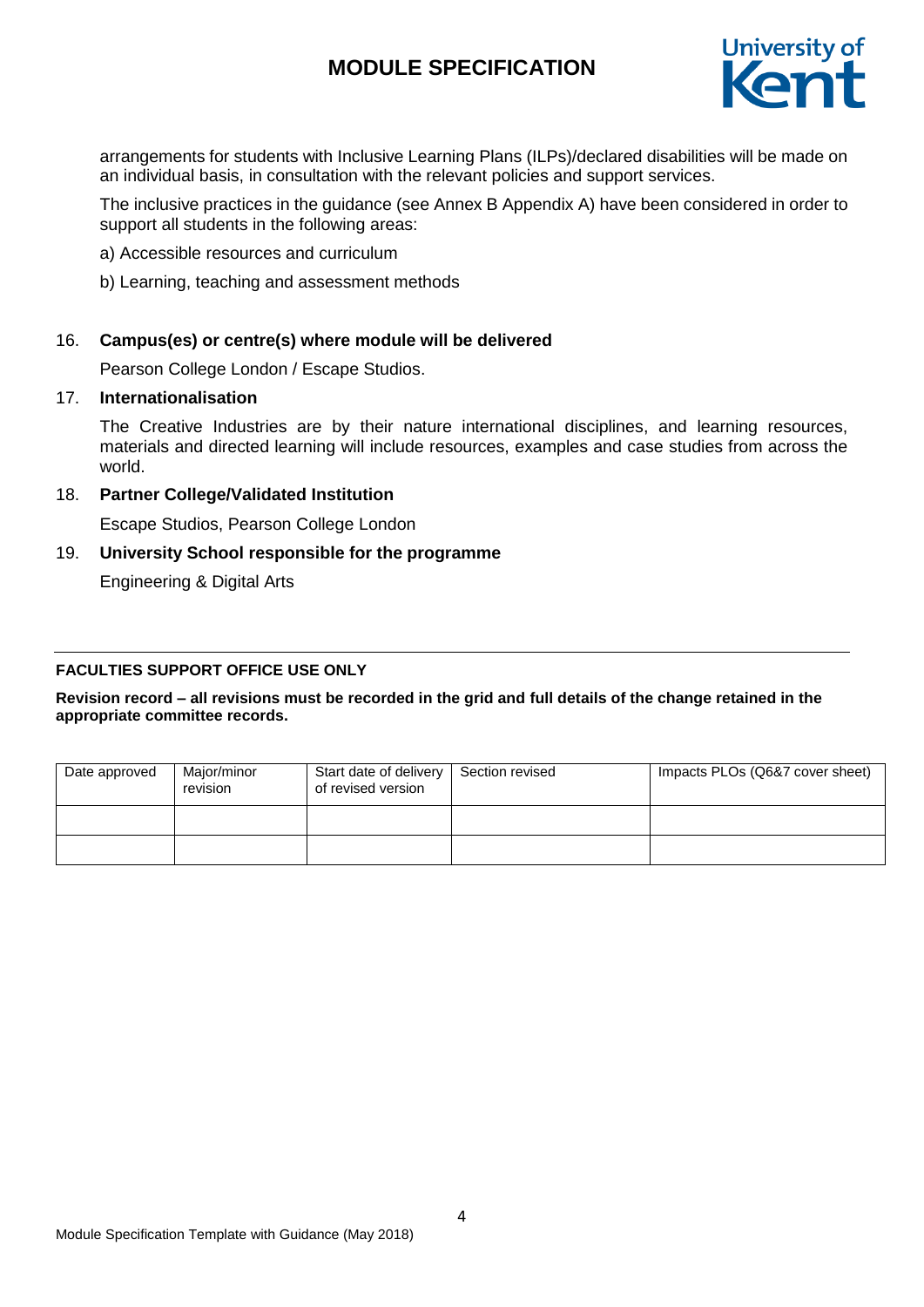arrangements for students with Inclusive Learning Plans (ILPs)/declared disabilities will be made on an individual basis, in consultation with the relevant policies and support services.

The inclusive practices in the guidance (see Annex B Appendix A) have been considered in order to support all students in the following areas:

a) Accessible resources and curriculum

b) Learning, teaching and assessment methods

16. **Campus(es) or centre(s) where module will be delivered**

    Pearson College London / Escape Studios.

17. **Internationalisation**

    The Creative Industries are by their nature international disciplines, and learning resources, materials and directed learning will include resources, examples and case studies from across the world.

18. **Partner College/Validated Institution**

    Escape Studios, Pearson College London

19. **University School responsible for the programme**

    Engineering & Digital Arts

---

**FACULTIES SUPPORT OFFICE USE ONLY**

**Revision record – all revisions must be recorded in the grid and full details of the change retained in the appropriate committee records.**

| Date approved | Major/minor revision | Start date of delivery of revised version | Section revised | Impacts PLOs (Q6&7 cover sheet) |
|---|---|---|---|---|
| | | | | |
| | | | | |